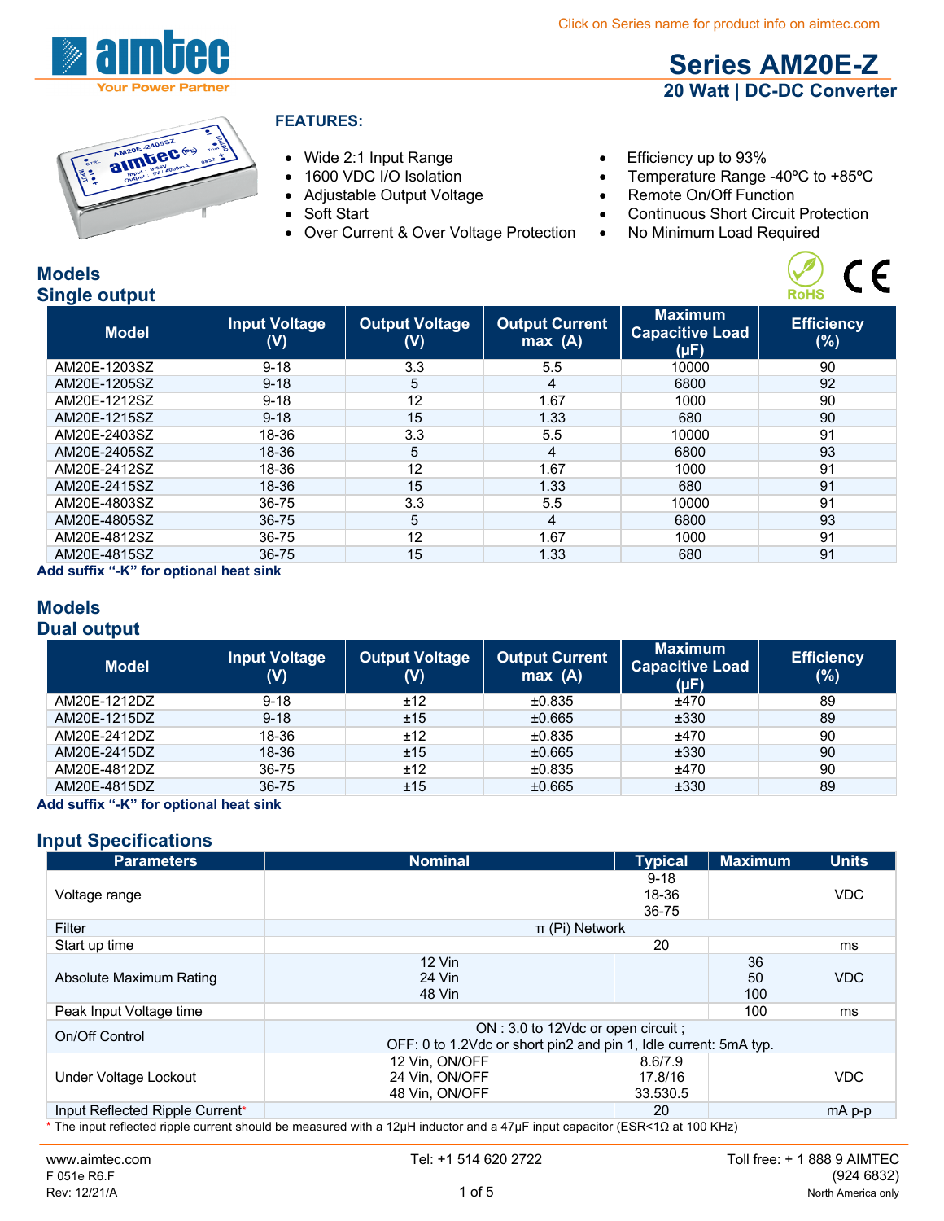Click on Series name for product info on aimtec.com

# Series AM20E-Z

## 20 Watt | DC-DC Converter

### FEATURES:

- Wide 2:1 Input Range
- 1600 VDC I/O Isolation
- Adjustable Output Voltage
- Soft Start
- Over Current & Over Voltage Protection
- Efficiency up to 93%
- Temperature Range -40ºC to +85ºC
- Remote On/Off Function
- Continuous Short Circuit Protection
- No Minimum Load Required

## Models
## Single output

| Model | Input Voltage (V) | Output Voltage (V) | Output Current max (A) | Maximum Capacitive Load (µF) | Efficiency (%) |
|---|---|---|---|---|---|
| AM20E-1203SZ | 9-18 | 3.3 | 5.5 | 10000 | 90 |
| AM20E-1205SZ | 9-18 | 5 | 4 | 6800 | 92 |
| AM20E-1212SZ | 9-18 | 12 | 1.67 | 1000 | 90 |
| AM20E-1215SZ | 9-18 | 15 | 1.33 | 680 | 90 |
| AM20E-2403SZ | 18-36 | 3.3 | 5.5 | 10000 | 91 |
| AM20E-2405SZ | 18-36 | 5 | 4 | 6800 | 93 |
| AM20E-2412SZ | 18-36 | 12 | 1.67 | 1000 | 91 |
| AM20E-2415SZ | 18-36 | 15 | 1.33 | 680 | 91 |
| AM20E-4803SZ | 36-75 | 3.3 | 5.5 | 10000 | 91 |
| AM20E-4805SZ | 36-75 | 5 | 4 | 6800 | 93 |
| AM20E-4812SZ | 36-75 | 12 | 1.67 | 1000 | 91 |
| AM20E-4815SZ | 36-75 | 15 | 1.33 | 680 | 91 |

**Add suffix "-K" for optional heat sink**

## Models
## Dual output

| Model | Input Voltage (V) | Output Voltage (V) | Output Current max (A) | Maximum Capacitive Load (µF) | Efficiency (%) |
|---|---|---|---|---|---|
| AM20E-1212DZ | 9-18 | ±12 | ±0.835 | ±470 | 89 |
| AM20E-1215DZ | 9-18 | ±15 | ±0.665 | ±330 | 89 |
| AM20E-2412DZ | 18-36 | ±12 | ±0.835 | ±470 | 90 |
| AM20E-2415DZ | 18-36 | ±15 | ±0.665 | ±330 | 90 |
| AM20E-4812DZ | 36-75 | ±12 | ±0.835 | ±470 | 90 |
| AM20E-4815DZ | 36-75 | ±15 | ±0.665 | ±330 | 89 |

**Add suffix "-K" for optional heat sink**

## Input Specifications

| Parameters | Nominal | Typical | Maximum | Units |
|---|---|---|---|---|
| Voltage range | | 9-18<br>18-36<br>36-75 | | VDC |
| Filter | π (Pi) Network | | | |
| Start up time | | 20 | | ms |
| Absolute Maximum Rating | 12 Vin<br>24 Vin<br>48 Vin | | 36<br>50<br>100 | VDC |
| Peak Input Voltage time | | | 100 | ms |
| On/Off Control | ON : 3.0 to 12Vdc or open circuit ;<br>OFF: 0 to 1.2Vdc or short pin2 and pin 1, Idle current: 5mA typ. | | | |
| Under Voltage Lockout | 12 Vin, ON/OFF<br>24 Vin, ON/OFF<br>48 Vin, ON/OFF | 8.6/7.9<br>17.8/16<br>33.530.5 | | VDC |
| Input Reflected Ripple Current* | | 20 | | mA p-p |

\* The input reflected ripple current should be measured with a 12µH inductor and a 47µF input capacitor (ESR<1Ω at 100 KHz)

www.aimtec.com | Tel: +1 514 620 2722 | Toll free: + 1 888 9 AIMTEC (924 6832) North America only

F 051e R6.F
Rev: 12/21/A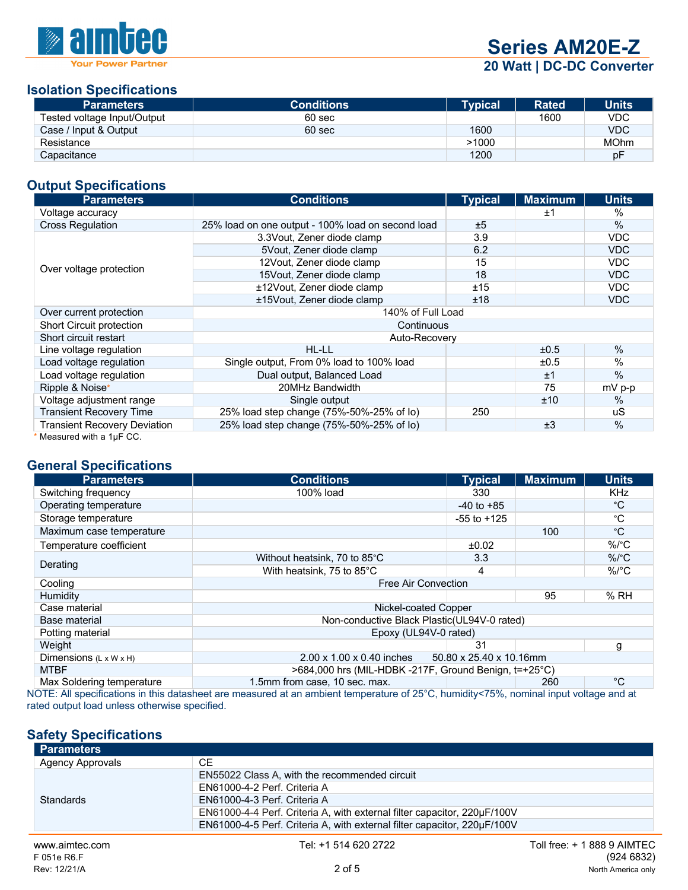## Isolation Specifications

| Parameters | Conditions | Typical | Rated | Units |
|---|---|---|---|---|
| Tested voltage Input/Output | 60 sec | | 1600 | VDC |
| Case / Input & Output | 60 sec | 1600 | | VDC |
| Resistance | | >1000 | | MOhm |
| Capacitance | | 1200 | | pF |

## Output Specifications

| Parameters | Conditions | Typical | Maximum | Units |
|---|---|---|---|---|
| Voltage accuracy | | | ±1 | % |
| Cross Regulation | 25% load on one output - 100% load on second load | ±5 | | % |
| Over voltage protection | 3.3Vout, Zener diode clamp | 3.9 | | VDC |
| | 5Vout, Zener diode clamp | 6.2 | | VDC |
| | 12Vout, Zener diode clamp | 15 | | VDC |
| | 15Vout, Zener diode clamp | 18 | | VDC |
| | ±12Vout, Zener diode clamp | ±15 | | VDC |
| | ±15Vout, Zener diode clamp | ±18 | | VDC |
| Over current protection | 140% of Full Load | | | |
| Short Circuit protection | Continuous | | | |
| Short circuit restart | Auto-Recovery | | | |
| Line voltage regulation | HL-LL | | ±0.5 | % |
| Load voltage regulation | Single output, From 0% load to 100% load | | ±0.5 | % |
| Load voltage regulation | Dual output, Balanced Load | | ±1 | % |
| Ripple & Noise* | 20MHz Bandwidth | | 75 | mV p-p |
| Voltage adjustment range | Single output | | ±10 | % |
| Transient Recovery Time | 25% load step change (75%-50%-25% of Io) | 250 | | uS |
| Transient Recovery Deviation | 25% load step change (75%-50%-25% of Io) | | ±3 | % |

* Measured with a 1µF CC.

## General Specifications

| Parameters | Conditions | Typical | Maximum | Units |
|---|---|---|---|---|
| Switching frequency | 100% load | 330 | | KHz |
| Operating temperature | | -40 to +85 | | °C |
| Storage temperature | | -55 to +125 | | °C |
| Maximum case temperature | | | 100 | °C |
| Temperature coefficient | | ±0.02 | | %/°C |
| Derating | Without heatsink, 70 to 85°C | 3.3 | | %/°C |
| | With heatsink, 75 to 85°C | 4 | | %/°C |
| Cooling | Free Air Convection | | | |
| Humidity | | | 95 | % RH |
| Case material | Nickel-coated Copper | | | |
| Base material | Non-conductive Black Plastic(UL94V-0 rated) | | | |
| Potting material | Epoxy (UL94V-0 rated) | | | |
| Weight | | 31 | | g |
| Dimensions (L x W x H) | 2.00 x 1.00 x 0.40 inches 50.80 x 25.40 x 10.16mm | | | |
| MTBF | >684,000 hrs (MIL-HDBK -217F, Ground Benign, t=+25°C) | | | |
| Max Soldering temperature | 1.5mm from case, 10 sec. max. | | 260 | °C |

NOTE: All specifications in this datasheet are measured at an ambient temperature of 25°C, humidity<75%, nominal input voltage and at rated output load unless otherwise specified.

## Safety Specifications

| Parameters | |
|---|---|
| Agency Approvals | CE |
| Standards | EN55022 Class A, with the recommended circuit |
| | EN61000-4-2 Perf. Criteria A |
| | EN61000-4-3 Perf. Criteria A |
| | EN61000-4-4 Perf. Criteria A, with external filter capacitor, 220µF/100V |
| | EN61000-4-5 Perf. Criteria A, with external filter capacitor, 220µF/100V |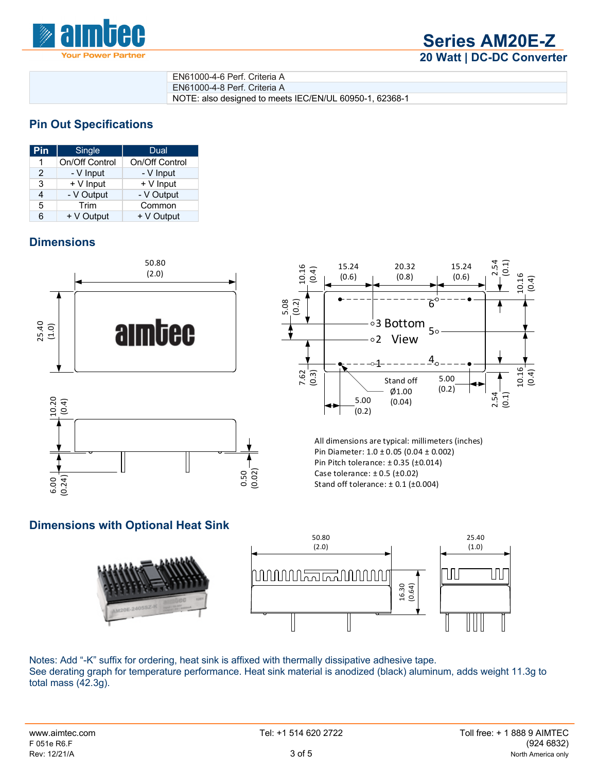| | |
|---|---|
| | EN61000-4-6 Perf. Criteria A |
| | EN61000-4-8 Perf. Criteria A |
| | NOTE: also designed to meets IEC/EN/UL 60950-1, 62368-1 |

## Pin Out Specifications

| Pin | Single | Dual |
|---|---|---|
| 1 | On/Off Control | On/Off Control |
| 2 | - V Input | - V Input |
| 3 | + V Input | + V Input |
| 4 | - V Output | - V Output |
| 5 | Trim | Common |
| 6 | + V Output | + V Output |

## Dimensions

All dimensions are typical: millimeters (inches)
Pin Diameter: 1.0 ± 0.05 (0.04 ± 0.002)
Pin Pitch tolerance: ± 0.35 (±0.014)
Case tolerance: ± 0.5 (±0.02)
Stand off tolerance: ± 0.1 (±0.004)

## Dimensions with Optional Heat Sink

Notes: Add “-K” suffix for ordering, heat sink is affixed with thermally dissipative adhesive tape.
See derating graph for temperature performance. Heat sink material is anodized (black) aluminum, adds weight 11.3g to total mass (42.3g).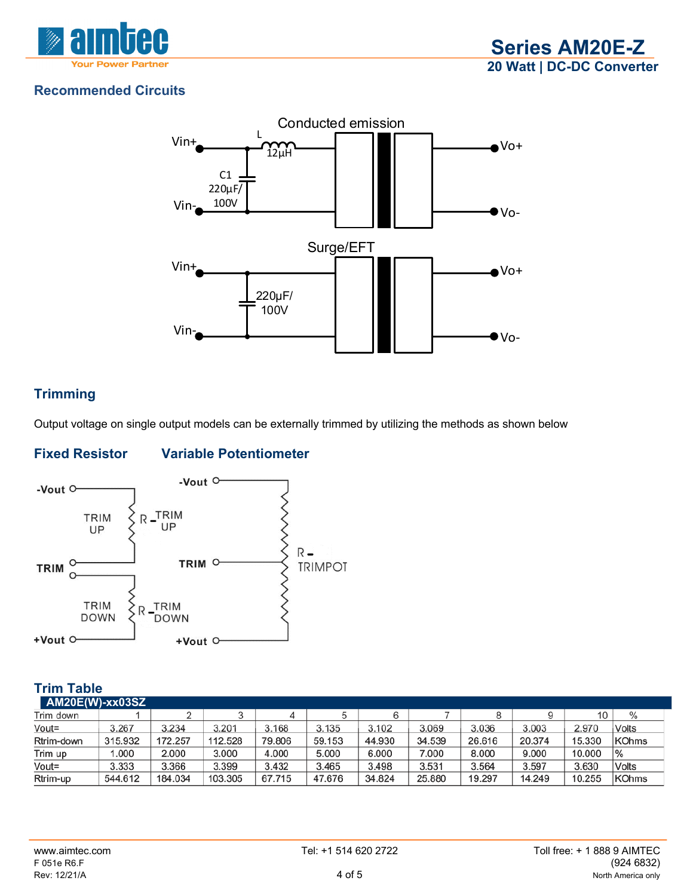## Recommended Circuits

Conducted emission

Vin+ — L 12µH — C1 220µF/100V — Vin- ; Vo+ , Vo-

Surge/EFT

Vin+ — 220µF/100V — Vin- ; Vo+ , Vo-

## Trimming

Output voltage on single output models can be externally trimmed by utilizing the methods as shown below

### Fixed Resistor

-Vout, TRIM UP, R-TRIM UP, TRIM, TRIM DOWN, R-TRIM DOWN, +Vout

### Variable Potentiometer

-Vout, TRIM, R-TRIMPOT, +Vout

### Trim Table

| AM20E(W)-xx03SZ | | | | | | | | | | | |
|---|---|---|---|---|---|---|---|---|---|---|---|
| Trim down | 1 | 2 | 3 | 4 | 5 | 6 | 7 | 8 | 9 | 10 | % |
| Vout= | 3.267 | 3.234 | 3.201 | 3.168 | 3.135 | 3.102 | 3.069 | 3.036 | 3.003 | 2.970 | Volts |
| Rtrim-down | 315.932 | 172.257 | 112.528 | 79.806 | 59.153 | 44.930 | 34.539 | 26.616 | 20.374 | 15.330 | KOhms |
| Trim up | 1.000 | 2.000 | 3.000 | 4.000 | 5.000 | 6.000 | 7.000 | 8.000 | 9.000 | 10.000 | % |
| Vout= | 3.333 | 3.366 | 3.399 | 3.432 | 3.465 | 3.498 | 3.531 | 3.564 | 3.597 | 3.630 | Volts |
| Rtrim-up | 544.612 | 184.034 | 103.305 | 67.715 | 47.676 | 34.824 | 25.880 | 19.297 | 14.249 | 10.255 | KOhms |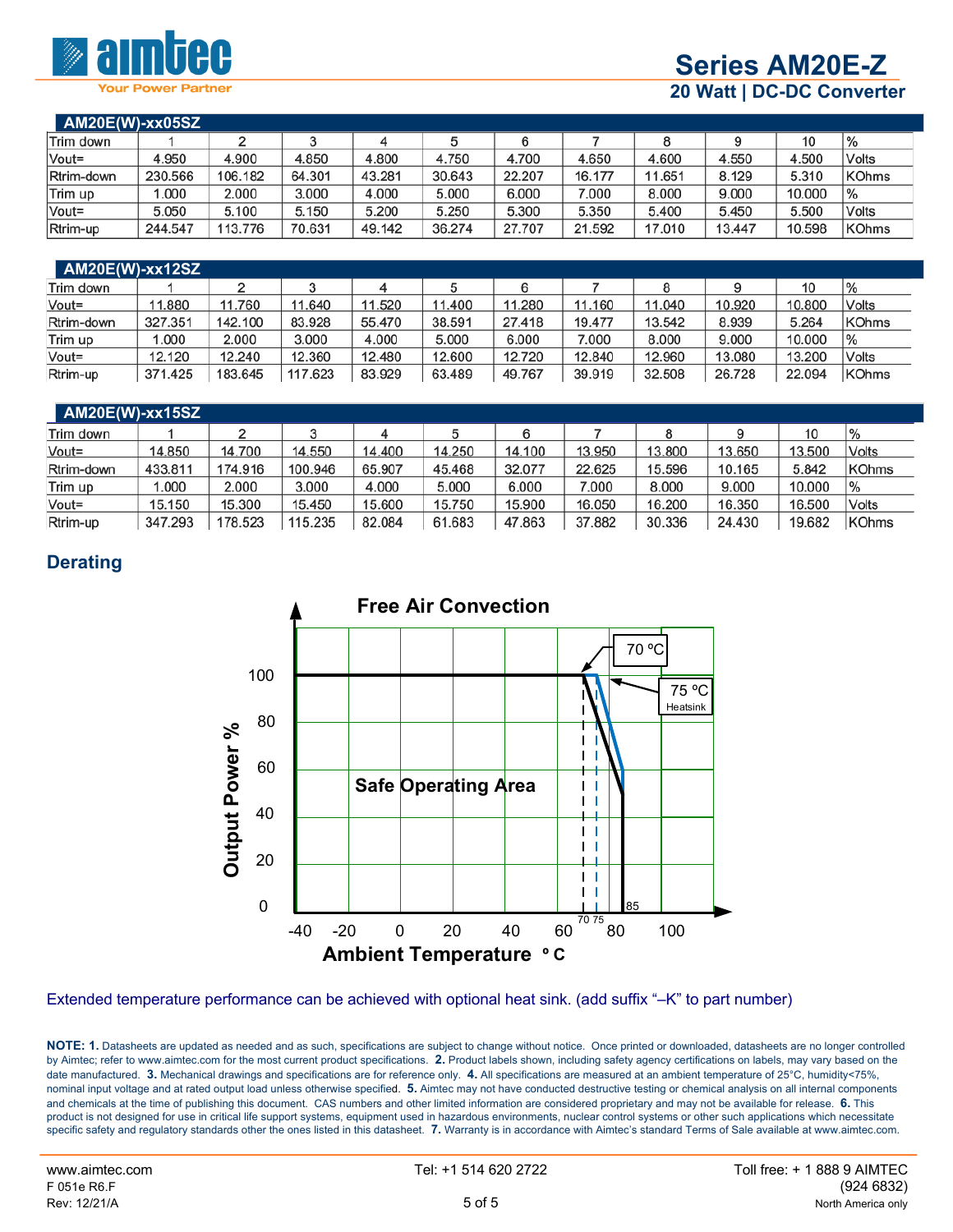### AM20E(W)-xx05SZ

| | | | | | | | | | | | |
|---|---|---|---|---|---|---|---|---|---|---|---|
| Trim down | 1 | 2 | 3 | 4 | 5 | 6 | 7 | 8 | 9 | 10 | % |
| Vout= | 4.950 | 4.900 | 4.850 | 4.800 | 4.750 | 4.700 | 4.650 | 4.600 | 4.550 | 4.500 | Volts |
| Rtrim-down | 230.566 | 106.182 | 64.301 | 43.281 | 30.643 | 22.207 | 16.177 | 11.651 | 8.129 | 5.310 | KOhms |
| Trim up | 1.000 | 2.000 | 3.000 | 4.000 | 5.000 | 6.000 | 7.000 | 8.000 | 9.000 | 10.000 | % |
| Vout= | 5.050 | 5.100 | 5.150 | 5.200 | 5.250 | 5.300 | 5.350 | 5.400 | 5.450 | 5.500 | Volts |
| Rtrim-up | 244.547 | 113.776 | 70.631 | 49.142 | 36.274 | 27.707 | 21.592 | 17.010 | 13.447 | 10.598 | KOhms |

### AM20E(W)-xx12SZ

| | | | | | | | | | | | |
|---|---|---|---|---|---|---|---|---|---|---|---|
| Trim down | 1 | 2 | 3 | 4 | 5 | 6 | 7 | 8 | 9 | 10 | % |
| Vout= | 11.880 | 11.760 | 11.640 | 11.520 | 11.400 | 11.280 | 11.160 | 11.040 | 10.920 | 10.800 | Volts |
| Rtrim-down | 327.351 | 142.100 | 83.928 | 55.470 | 38.591 | 27.418 | 19.477 | 13.542 | 8.939 | 5.264 | KOhms |
| Trim up | 1.000 | 2.000 | 3.000 | 4.000 | 5.000 | 6.000 | 7.000 | 8.000 | 9.000 | 10.000 | % |
| Vout= | 12.120 | 12.240 | 12.360 | 12.480 | 12.600 | 12.720 | 12.840 | 12.960 | 13.080 | 13.200 | Volts |
| Rtrim-up | 371.425 | 183.645 | 117.623 | 83.929 | 63.489 | 49.767 | 39.919 | 32.508 | 26.728 | 22.094 | KOhms |

### AM20E(W)-xx15SZ

| | | | | | | | | | | | |
|---|---|---|---|---|---|---|---|---|---|---|---|
| Trim down | 1 | 2 | 3 | 4 | 5 | 6 | 7 | 8 | 9 | 10 | % |
| Vout= | 14.850 | 14.700 | 14.550 | 14.400 | 14.250 | 14.100 | 13.950 | 13.800 | 13.650 | 13.500 | Volts |
| Rtrim-down | 433.811 | 174.916 | 100.946 | 65.907 | 45.468 | 32.077 | 22.625 | 15.596 | 10.165 | 5.842 | KOhms |
| Trim up | 1.000 | 2.000 | 3.000 | 4.000 | 5.000 | 6.000 | 7.000 | 8.000 | 9.000 | 10.000 | % |
| Vout= | 15.150 | 15.300 | 15.450 | 15.600 | 15.750 | 15.900 | 16.050 | 16.200 | 16.350 | 16.500 | Volts |
| Rtrim-up | 347.293 | 178.523 | 115.235 | 82.084 | 61.683 | 47.863 | 37.882 | 30.336 | 24.430 | 19.682 | KOhms |

## Derating

Free Air Convection

70 ºC

75 ºC Heatsink

Safe Operating Area

Output Power %

100
80
60
40
20
0

-40 -20 0 20 40 60 70 75 80 85 100

Ambient Temperature º C

Extended temperature performance can be achieved with optional heat sink. (add suffix "–K" to part number)

**NOTE: 1.** Datasheets are updated as needed and as such, specifications are subject to change without notice. Once printed or downloaded, datasheets are no longer controlled by Aimtec; refer to www.aimtec.com for the most current product specifications. **2.** Product labels shown, including safety agency certifications on labels, may vary based on the date manufactured. **3.** Mechanical drawings and specifications are for reference only. **4.** All specifications are measured at an ambient temperature of 25°C, humidity<75%, nominal input voltage and at rated output load unless otherwise specified. **5.** Aimtec may not have conducted destructive testing or chemical analysis on all internal components and chemicals at the time of publishing this document. CAS numbers and other limited information are considered proprietary and may not be available for release. **6.** This product is not designed for use in critical life support systems, equipment used in hazardous environments, nuclear control systems or other such applications which necessitate specific safety and regulatory standards other the ones listed in this datasheet. **7.** Warranty is in accordance with Aimtec's standard Terms of Sale available at www.aimtec.com.